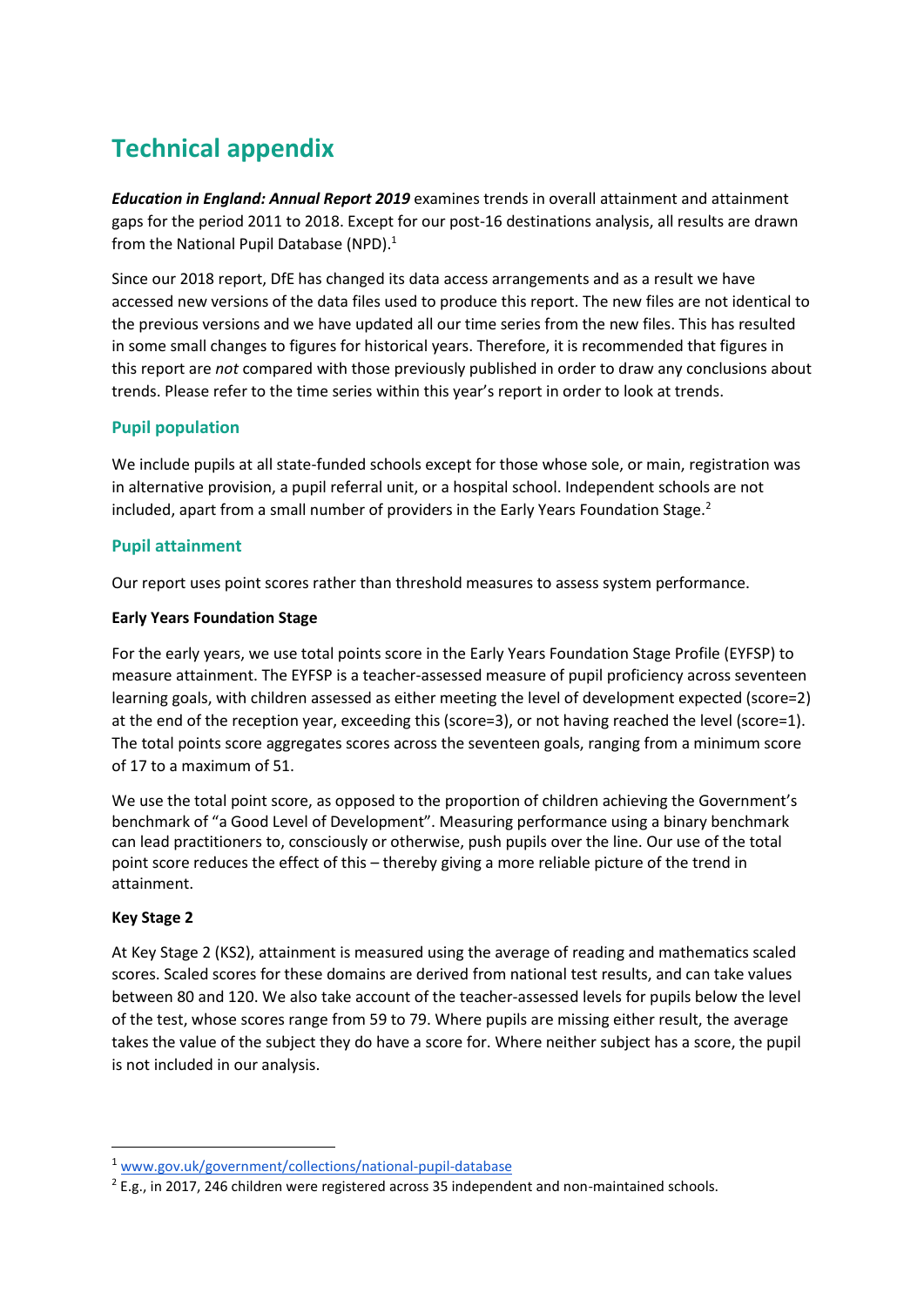# Technical appendix

***Education in England: Annual Report 2019*** examines trends in overall attainment and attainment gaps for the period 2011 to 2018. Except for our post-16 destinations analysis, all results are drawn from the National Pupil Database (NPD).[1]

Since our 2018 report, DfE has changed its data access arrangements and as a result we have accessed new versions of the data files used to produce this report. The new files are not identical to the previous versions and we have updated all our time series from the new files. This has resulted in some small changes to figures for historical years. Therefore, it is recommended that figures in this report are *not* compared with those previously published in order to draw any conclusions about trends. Please refer to the time series within this year's report in order to look at trends.

## Pupil population

We include pupils at all state-funded schools except for those whose sole, or main, registration was in alternative provision, a pupil referral unit, or a hospital school. Independent schools are not included, apart from a small number of providers in the Early Years Foundation Stage.[2]

## Pupil attainment

Our report uses point scores rather than threshold measures to assess system performance.

**Early Years Foundation Stage**

For the early years, we use total points score in the Early Years Foundation Stage Profile (EYFSP) to measure attainment. The EYFSP is a teacher-assessed measure of pupil proficiency across seventeen learning goals, with children assessed as either meeting the level of development expected (score=2) at the end of the reception year, exceeding this (score=3), or not having reached the level (score=1). The total points score aggregates scores across the seventeen goals, ranging from a minimum score of 17 to a maximum of 51.

We use the total point score, as opposed to the proportion of children achieving the Government's benchmark of "a Good Level of Development". Measuring performance using a binary benchmark can lead practitioners to, consciously or otherwise, push pupils over the line. Our use of the total point score reduces the effect of this – thereby giving a more reliable picture of the trend in attainment.

**Key Stage 2**

At Key Stage 2 (KS2), attainment is measured using the average of reading and mathematics scaled scores. Scaled scores for these domains are derived from national test results, and can take values between 80 and 120. We also take account of the teacher-assessed levels for pupils below the level of the test, whose scores range from 59 to 79. Where pupils are missing either result, the average takes the value of the subject they do have a score for. Where neither subject has a score, the pupil is not included in our analysis.

---

[1] www.gov.uk/government/collections/national-pupil-database

[2] E.g., in 2017, 246 children were registered across 35 independent and non-maintained schools.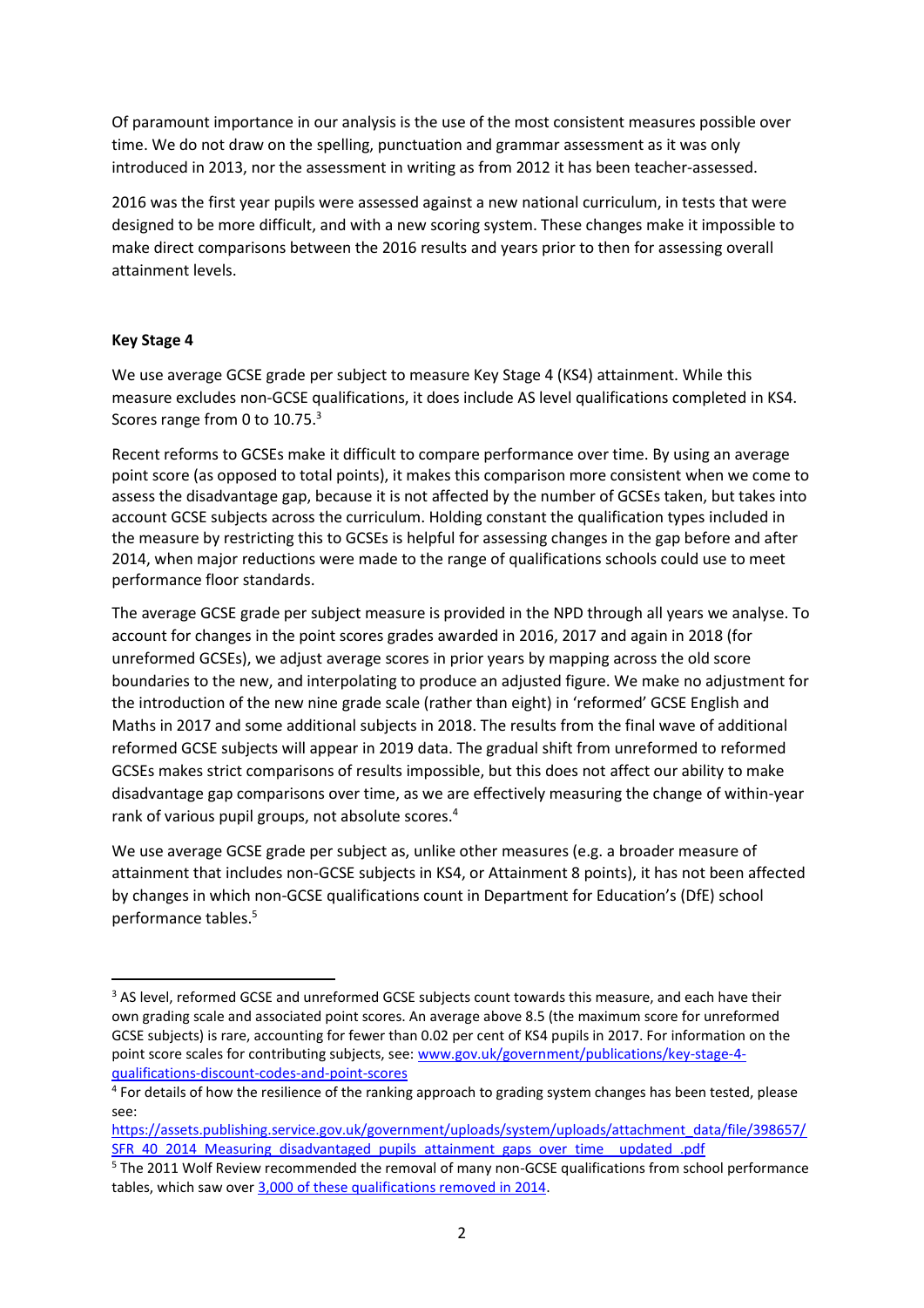Of paramount importance in our analysis is the use of the most consistent measures possible over time. We do not draw on the spelling, punctuation and grammar assessment as it was only introduced in 2013, nor the assessment in writing as from 2012 it has been teacher-assessed.

2016 was the first year pupils were assessed against a new national curriculum, in tests that were designed to be more difficult, and with a new scoring system. These changes make it impossible to make direct comparisons between the 2016 results and years prior to then for assessing overall attainment levels.

**Key Stage 4**

We use average GCSE grade per subject to measure Key Stage 4 (KS4) attainment. While this measure excludes non-GCSE qualifications, it does include AS level qualifications completed in KS4. Scores range from 0 to 10.75.[3]

Recent reforms to GCSEs make it difficult to compare performance over time. By using an average point score (as opposed to total points), it makes this comparison more consistent when we come to assess the disadvantage gap, because it is not affected by the number of GCSEs taken, but takes into account GCSE subjects across the curriculum. Holding constant the qualification types included in the measure by restricting this to GCSEs is helpful for assessing changes in the gap before and after 2014, when major reductions were made to the range of qualifications schools could use to meet performance floor standards.

The average GCSE grade per subject measure is provided in the NPD through all years we analyse. To account for changes in the point scores grades awarded in 2016, 2017 and again in 2018 (for unreformed GCSEs), we adjust average scores in prior years by mapping across the old score boundaries to the new, and interpolating to produce an adjusted figure. We make no adjustment for the introduction of the new nine grade scale (rather than eight) in 'reformed' GCSE English and Maths in 2017 and some additional subjects in 2018. The results from the final wave of additional reformed GCSE subjects will appear in 2019 data. The gradual shift from unreformed to reformed GCSEs makes strict comparisons of results impossible, but this does not affect our ability to make disadvantage gap comparisons over time, as we are effectively measuring the change of within-year rank of various pupil groups, not absolute scores.[4]

We use average GCSE grade per subject as, unlike other measures (e.g. a broader measure of attainment that includes non-GCSE subjects in KS4, or Attainment 8 points), it has not been affected by changes in which non-GCSE qualifications count in Department for Education's (DfE) school performance tables.[5]

---

[3] AS level, reformed GCSE and unreformed GCSE subjects count towards this measure, and each have their own grading scale and associated point scores. An average above 8.5 (the maximum score for unreformed GCSE subjects) is rare, accounting for fewer than 0.02 per cent of KS4 pupils in 2017. For information on the point score scales for contributing subjects, see: www.gov.uk/government/publications/key-stage-4-qualifications-discount-codes-and-point-scores

[4] For details of how the resilience of the ranking approach to grading system changes has been tested, please see: https://assets.publishing.service.gov.uk/government/uploads/system/uploads/attachment_data/file/398657/SFR_40_2014_Measuring_disadvantaged_pupils_attainment_gaps_over_time__updated_.pdf

[5] The 2011 Wolf Review recommended the removal of many non-GCSE qualifications from school performance tables, which saw over 3,000 of these qualifications removed in 2014.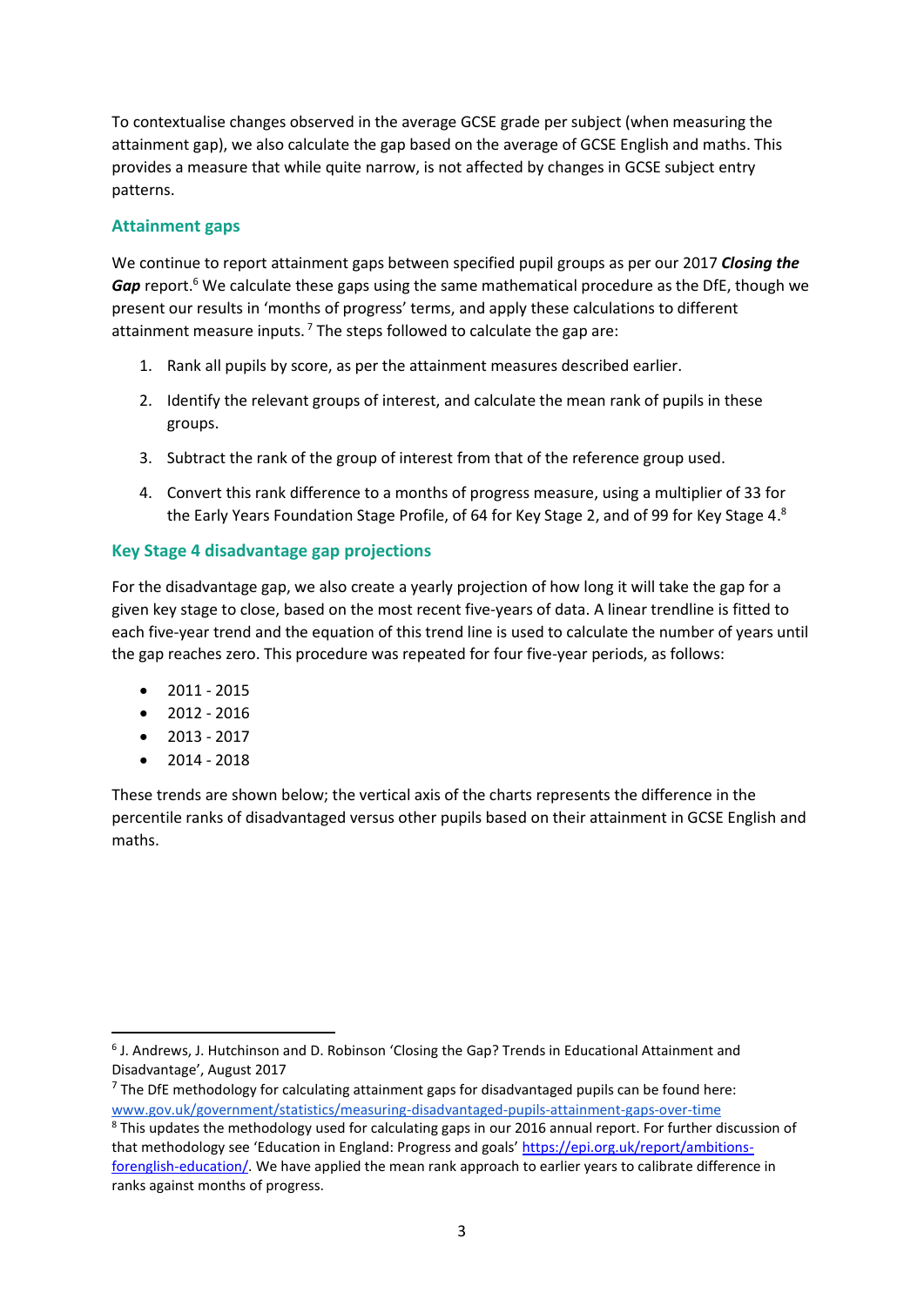To contextualise changes observed in the average GCSE grade per subject (when measuring the attainment gap), we also calculate the gap based on the average of GCSE English and maths. This provides a measure that while quite narrow, is not affected by changes in GCSE subject entry patterns.

## Attainment gaps

We continue to report attainment gaps between specified pupil groups as per our 2017 ***Closing the Gap*** report.[6] We calculate these gaps using the same mathematical procedure as the DfE, though we present our results in 'months of progress' terms, and apply these calculations to different attainment measure inputs.[7] The steps followed to calculate the gap are:

1. Rank all pupils by score, as per the attainment measures described earlier.
2. Identify the relevant groups of interest, and calculate the mean rank of pupils in these groups.
3. Subtract the rank of the group of interest from that of the reference group used.
4. Convert this rank difference to a months of progress measure, using a multiplier of 33 for the Early Years Foundation Stage Profile, of 64 for Key Stage 2, and of 99 for Key Stage 4.[8]

## Key Stage 4 disadvantage gap projections

For the disadvantage gap, we also create a yearly projection of how long it will take the gap for a given key stage to close, based on the most recent five-years of data. A linear trendline is fitted to each five-year trend and the equation of this trend line is used to calculate the number of years until the gap reaches zero. This procedure was repeated for four five-year periods, as follows:

- 2011 - 2015
- 2012 - 2016
- 2013 - 2017
- 2014 - 2018

These trends are shown below; the vertical axis of the charts represents the difference in the percentile ranks of disadvantaged versus other pupils based on their attainment in GCSE English and maths.

---

[6] J. Andrews, J. Hutchinson and D. Robinson 'Closing the Gap? Trends in Educational Attainment and Disadvantage', August 2017

[7] The DfE methodology for calculating attainment gaps for disadvantaged pupils can be found here: www.gov.uk/government/statistics/measuring-disadvantaged-pupils-attainment-gaps-over-time

[8] This updates the methodology used for calculating gaps in our 2016 annual report. For further discussion of that methodology see 'Education in England: Progress and goals' https://epi.org.uk/report/ambitions-forenglish-education/. We have applied the mean rank approach to earlier years to calibrate difference in ranks against months of progress.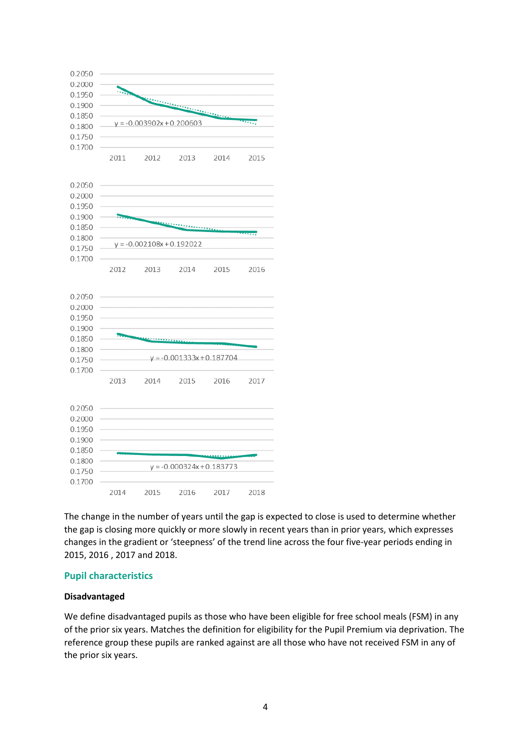The change in the number of years until the gap is expected to close is used to determine whether the gap is closing more quickly or more slowly in recent years than in prior years, which expresses changes in the gradient or 'steepness' of the trend line across the four five-year periods ending in 2015, 2016 , 2017 and 2018.

## Pupil characteristics

### Disadvantaged

We define disadvantaged pupils as those who have been eligible for free school meals (FSM) in any of the prior six years. Matches the definition for eligibility for the Pupil Premium via deprivation. The reference group these pupils are ranked against are all those who have not received FSM in any of the prior six years.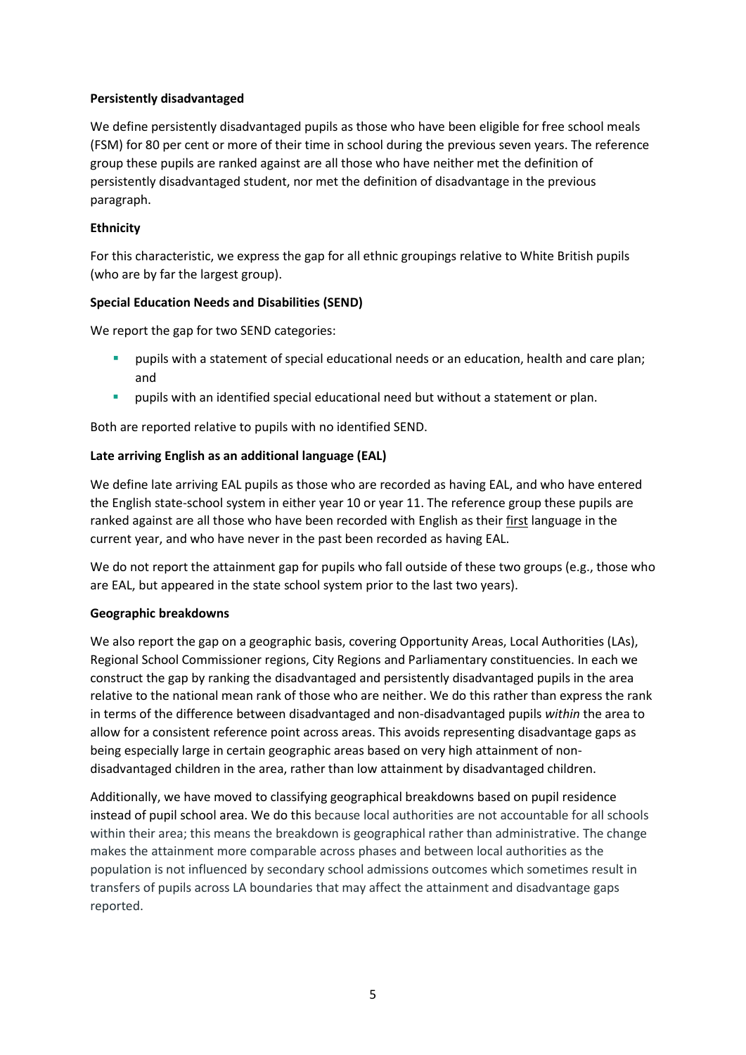**Persistently disadvantaged**

We define persistently disadvantaged pupils as those who have been eligible for free school meals (FSM) for 80 per cent or more of their time in school during the previous seven years. The reference group these pupils are ranked against are all those who have neither met the definition of persistently disadvantaged student, nor met the definition of disadvantage in the previous paragraph.

**Ethnicity**

For this characteristic, we express the gap for all ethnic groupings relative to White British pupils (who are by far the largest group).

**Special Education Needs and Disabilities (SEND)**

We report the gap for two SEND categories:

- pupils with a statement of special educational needs or an education, health and care plan; and
- pupils with an identified special educational need but without a statement or plan.

Both are reported relative to pupils with no identified SEND.

**Late arriving English as an additional language (EAL)**

We define late arriving EAL pupils as those who are recorded as having EAL, and who have entered the English state-school system in either year 10 or year 11. The reference group these pupils are ranked against are all those who have been recorded with English as their first language in the current year, and who have never in the past been recorded as having EAL.

We do not report the attainment gap for pupils who fall outside of these two groups (e.g., those who are EAL, but appeared in the state school system prior to the last two years).

**Geographic breakdowns**

We also report the gap on a geographic basis, covering Opportunity Areas, Local Authorities (LAs), Regional School Commissioner regions, City Regions and Parliamentary constituencies. In each we construct the gap by ranking the disadvantaged and persistently disadvantaged pupils in the area relative to the national mean rank of those who are neither. We do this rather than express the rank in terms of the difference between disadvantaged and non-disadvantaged pupils *within* the area to allow for a consistent reference point across areas. This avoids representing disadvantage gaps as being especially large in certain geographic areas based on very high attainment of non-disadvantaged children in the area, rather than low attainment by disadvantaged children.

Additionally, we have moved to classifying geographical breakdowns based on pupil residence instead of pupil school area. We do this because local authorities are not accountable for all schools within their area; this means the breakdown is geographical rather than administrative. The change makes the attainment more comparable across phases and between local authorities as the population is not influenced by secondary school admissions outcomes which sometimes result in transfers of pupils across LA boundaries that may affect the attainment and disadvantage gaps reported.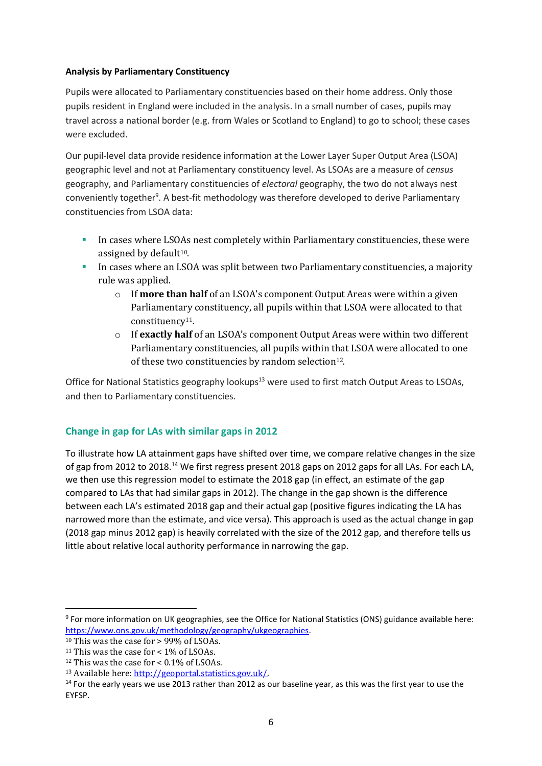**Analysis by Parliamentary Constituency**

Pupils were allocated to Parliamentary constituencies based on their home address. Only those pupils resident in England were included in the analysis. In a small number of cases, pupils may travel across a national border (e.g. from Wales or Scotland to England) to go to school; these cases were excluded.

Our pupil-level data provide residence information at the Lower Layer Super Output Area (LSOA) geographic level and not at Parliamentary constituency level. As LSOAs are a measure of *census* geography, and Parliamentary constituencies of *electoral* geography, the two do not always nest conveniently together[9]. A best-fit methodology was therefore developed to derive Parliamentary constituencies from LSOA data:

- In cases where LSOAs nest completely within Parliamentary constituencies, these were assigned by default[10].
- In cases where an LSOA was split between two Parliamentary constituencies, a majority rule was applied.
  - If **more than half** of an LSOA's component Output Areas were within a given Parliamentary constituency, all pupils within that LSOA were allocated to that constituency[11].
  - If **exactly half** of an LSOA's component Output Areas were within two different Parliamentary constituencies, all pupils within that LSOA were allocated to one of these two constituencies by random selection[12].

Office for National Statistics geography lookups[13] were used to first match Output Areas to LSOAs, and then to Parliamentary constituencies.

## Change in gap for LAs with similar gaps in 2012

To illustrate how LA attainment gaps have shifted over time, we compare relative changes in the size of gap from 2012 to 2018.[14] We first regress present 2018 gaps on 2012 gaps for all LAs. For each LA, we then use this regression model to estimate the 2018 gap (in effect, an estimate of the gap compared to LAs that had similar gaps in 2012). The change in the gap shown is the difference between each LA's estimated 2018 gap and their actual gap (positive figures indicating the LA has narrowed more than the estimate, and vice versa). This approach is used as the actual change in gap (2018 gap minus 2012 gap) is heavily correlated with the size of the 2012 gap, and therefore tells us little about relative local authority performance in narrowing the gap.

---

[9] For more information on UK geographies, see the Office for National Statistics (ONS) guidance available here: https://www.ons.gov.uk/methodology/geography/ukgeographies.

[10] This was the case for > 99% of LSOAs.

[11] This was the case for < 1% of LSOAs.

[12] This was the case for < 0.1% of LSOAs.

[13] Available here: http://geoportal.statistics.gov.uk/.

[14] For the early years we use 2013 rather than 2012 as our baseline year, as this was the first year to use the EYFSP.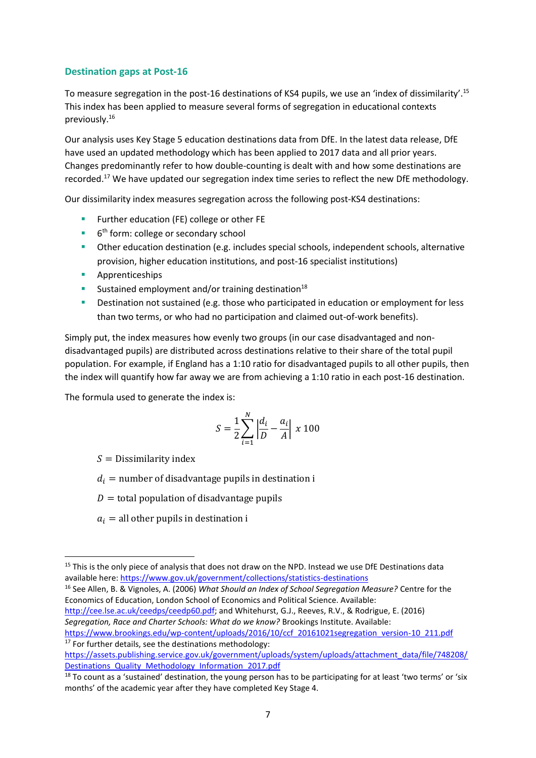## Destination gaps at Post-16

To measure segregation in the post-16 destinations of KS4 pupils, we use an 'index of dissimilarity'.[15] This index has been applied to measure several forms of segregation in educational contexts previously.[16]

Our analysis uses Key Stage 5 education destinations data from DfE. In the latest data release, DfE have used an updated methodology which has been applied to 2017 data and all prior years. Changes predominantly refer to how double-counting is dealt with and how some destinations are recorded.[17] We have updated our segregation index time series to reflect the new DfE methodology.

Our dissimilarity index measures segregation across the following post-KS4 destinations:

- Further education (FE) college or other FE
- 6th form: college or secondary school
- Other education destination (e.g. includes special schools, independent schools, alternative provision, higher education institutions, and post-16 specialist institutions)
- Apprenticeships
- Sustained employment and/or training destination[18]
- Destination not sustained (e.g. those who participated in education or employment for less than two terms, or who had no participation and claimed out-of-work benefits).

Simply put, the index measures how evenly two groups (in our case disadvantaged and non-disadvantaged pupils) are distributed across destinations relative to their share of the total pupil population. For example, if England has a 1:10 ratio for disadvantaged pupils to all other pupils, then the index will quantify how far away we are from achieving a 1:10 ratio in each post-16 destination.

The formula used to generate the index is:

$$S = \frac{1}{2}\sum_{i=1}^{N}\left|\frac{d_i}{D} - \frac{a_i}{A}\right| \, x \, 100$$

$S =$ Dissimilarity index

$d_i =$ number of disadvantage pupils in destination i

$D =$ total population of disadvantage pupils

$a_i =$ all other pupils in destination i

---

[15] This is the only piece of analysis that does not draw on the NPD. Instead we use DfE Destinations data available here: https://www.gov.uk/government/collections/statistics-destinations

[16] See Allen, B. & Vignoles, A. (2006) *What Should an Index of School Segregation Measure?* Centre for the Economics of Education, London School of Economics and Political Science. Available: http://cee.lse.ac.uk/ceedps/ceedp60.pdf; and Whitehurst, G.J., Reeves, R.V., & Rodrigue, E. (2016) *Segregation, Race and Charter Schools: What do we know?* Brookings Institute. Available: https://www.brookings.edu/wp-content/uploads/2016/10/ccf_20161021segregation_version-10_211.pdf

[17] For further details, see the destinations methodology: https://assets.publishing.service.gov.uk/government/uploads/system/uploads/attachment_data/file/748208/Destinations_Quality_Methodology_Information_2017.pdf

[18] To count as a 'sustained' destination, the young person has to be participating for at least 'two terms' or 'six months' of the academic year after they have completed Key Stage 4.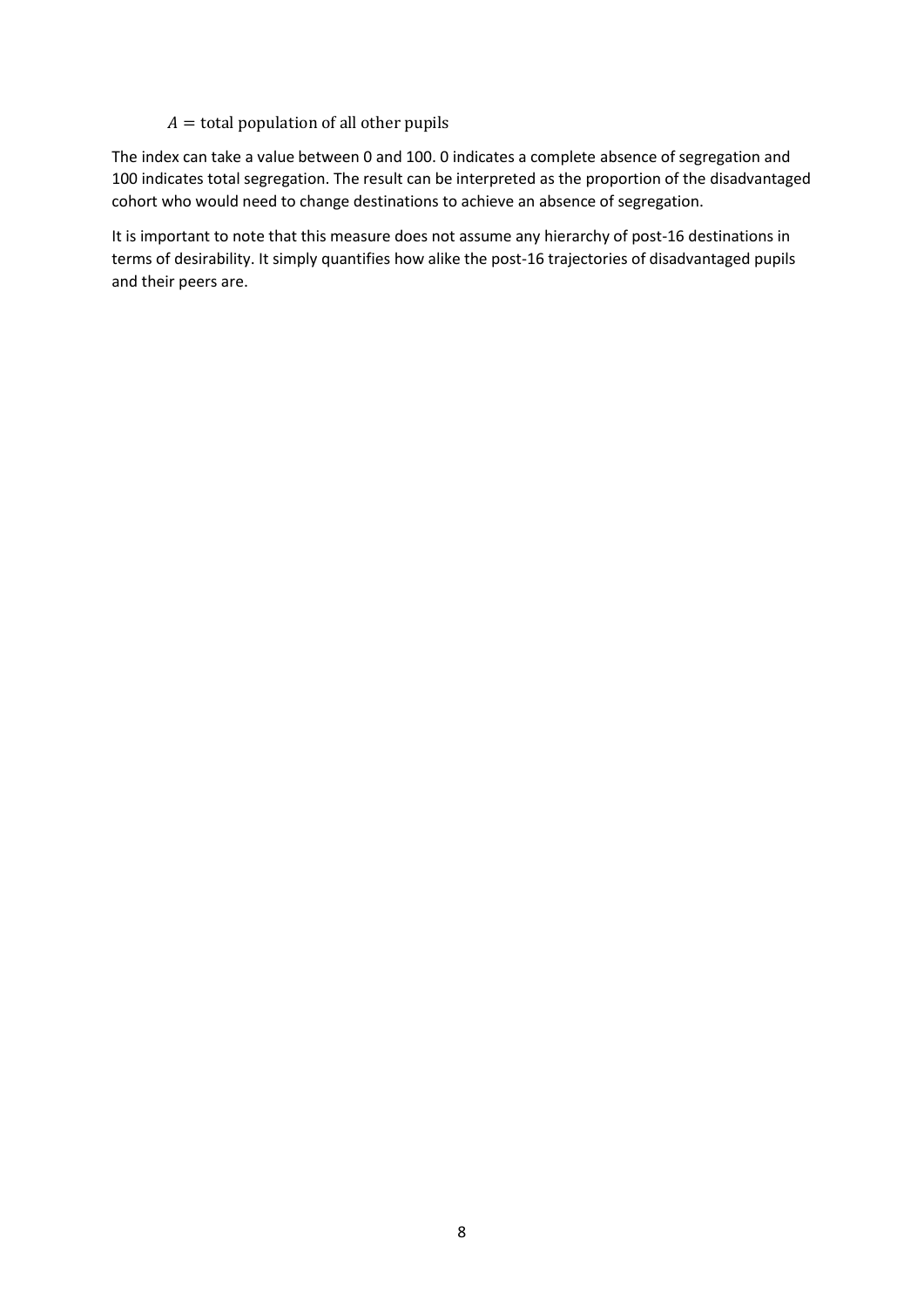$A = \text{total population of all other pupils}$

The index can take a value between 0 and 100. 0 indicates a complete absence of segregation and 100 indicates total segregation. The result can be interpreted as the proportion of the disadvantaged cohort who would need to change destinations to achieve an absence of segregation.

It is important to note that this measure does not assume any hierarchy of post-16 destinations in terms of desirability. It simply quantifies how alike the post-16 trajectories of disadvantaged pupils and their peers are.